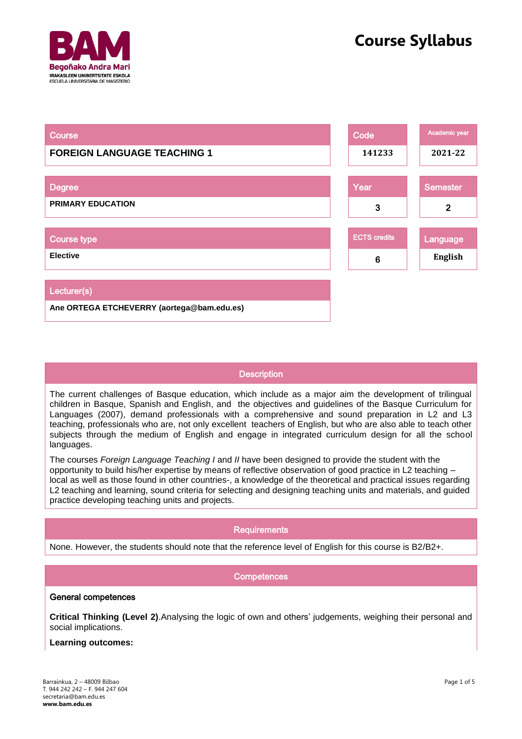# Course Syllabus

| Course | Code | Academic year |
|---|---|---|
| **FOREIGN LANGUAGE TEACHING 1** | 141233 | 2021-22 |

| Degree | Year | Semester |
|---|---|---|
| **PRIMARY EDUCATION** | 3 | 2 |

| Course type | ECTS credits | Language |
|---|---|---|
| **Elective** | 6 | English |

| Lecturer(s) |
|---|
| **Ane ORTEGA ETCHEVERRY (aortega@bam.edu.es)** |

## Description

The current challenges of Basque education, which include as a major aim the development of trilingual children in Basque, Spanish and English, and the objectives and guidelines of the Basque Curriculum for Languages (2007), demand professionals with a comprehensive and sound preparation in L2 and L3 teaching, professionals who are, not only excellent teachers of English, but who are also able to teach other subjects through the medium of English and engage in integrated curriculum design for all the school languages.

The courses *Foreign Language Teaching I* and *II* have been designed to provide the student with the opportunity to build his/her expertise by means of reflective observation of good practice in L2 teaching – local as well as those found in other countries-, a knowledge of the theoretical and practical issues regarding L2 teaching and learning, sound criteria for selecting and designing teaching units and materials, and guided practice developing teaching units and projects.

## Requirements

None. However, the students should note that the reference level of English for this course is B2/B2+.

## Competences

### General competences

**Critical Thinking (Level 2)**.Analysing the logic of own and others' judgements, weighing their personal and social implications.

**Learning outcomes:**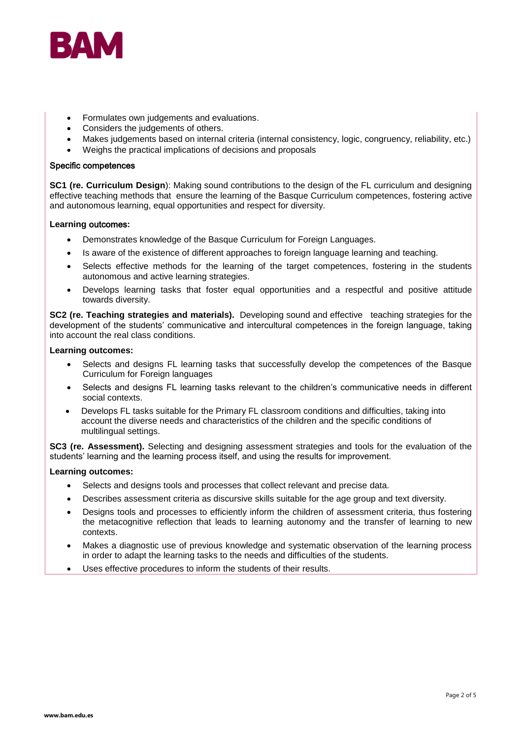- Formulates own judgements and evaluations.
- Considers the judgements of others.
- Makes judgements based on internal criteria (internal consistency, logic, congruency, reliability, etc.)
- Weighs the practical implications of decisions and proposals

Specific competences

**SC1 (re. Curriculum Design**): Making sound contributions to the design of the FL curriculum and designing effective teaching methods that ensure the learning of the Basque Curriculum competences, fostering active and autonomous learning, equal opportunities and respect for diversity.

**Learning outcomes:**

- Demonstrates knowledge of the Basque Curriculum for Foreign Languages.
- Is aware of the existence of different approaches to foreign language learning and teaching.
- Selects effective methods for the learning of the target competences, fostering in the students autonomous and active learning strategies.
- Develops learning tasks that foster equal opportunities and a respectful and positive attitude towards diversity.

**SC2 (re. Teaching strategies and materials).** Developing sound and effective teaching strategies for the development of the students' communicative and intercultural competences in the foreign language, taking into account the real class conditions.

**Learning outcomes:**

- Selects and designs FL learning tasks that successfully develop the competences of the Basque Curriculum for Foreign languages
- Selects and designs FL learning tasks relevant to the children's communicative needs in different social contexts.
- Develops FL tasks suitable for the Primary FL classroom conditions and difficulties, taking into account the diverse needs and characteristics of the children and the specific conditions of multilingual settings.

**SC3 (re. Assessment).** Selecting and designing assessment strategies and tools for the evaluation of the students' learning and the learning process itself, and using the results for improvement.

**Learning outcomes:**

- Selects and designs tools and processes that collect relevant and precise data.
- Describes assessment criteria as discursive skills suitable for the age group and text diversity.
- Designs tools and processes to efficiently inform the children of assessment criteria, thus fostering the metacognitive reflection that leads to learning autonomy and the transfer of learning to new contexts.
- Makes a diagnostic use of previous knowledge and systematic observation of the learning process in order to adapt the learning tasks to the needs and difficulties of the students.
- Uses effective procedures to inform the students of their results.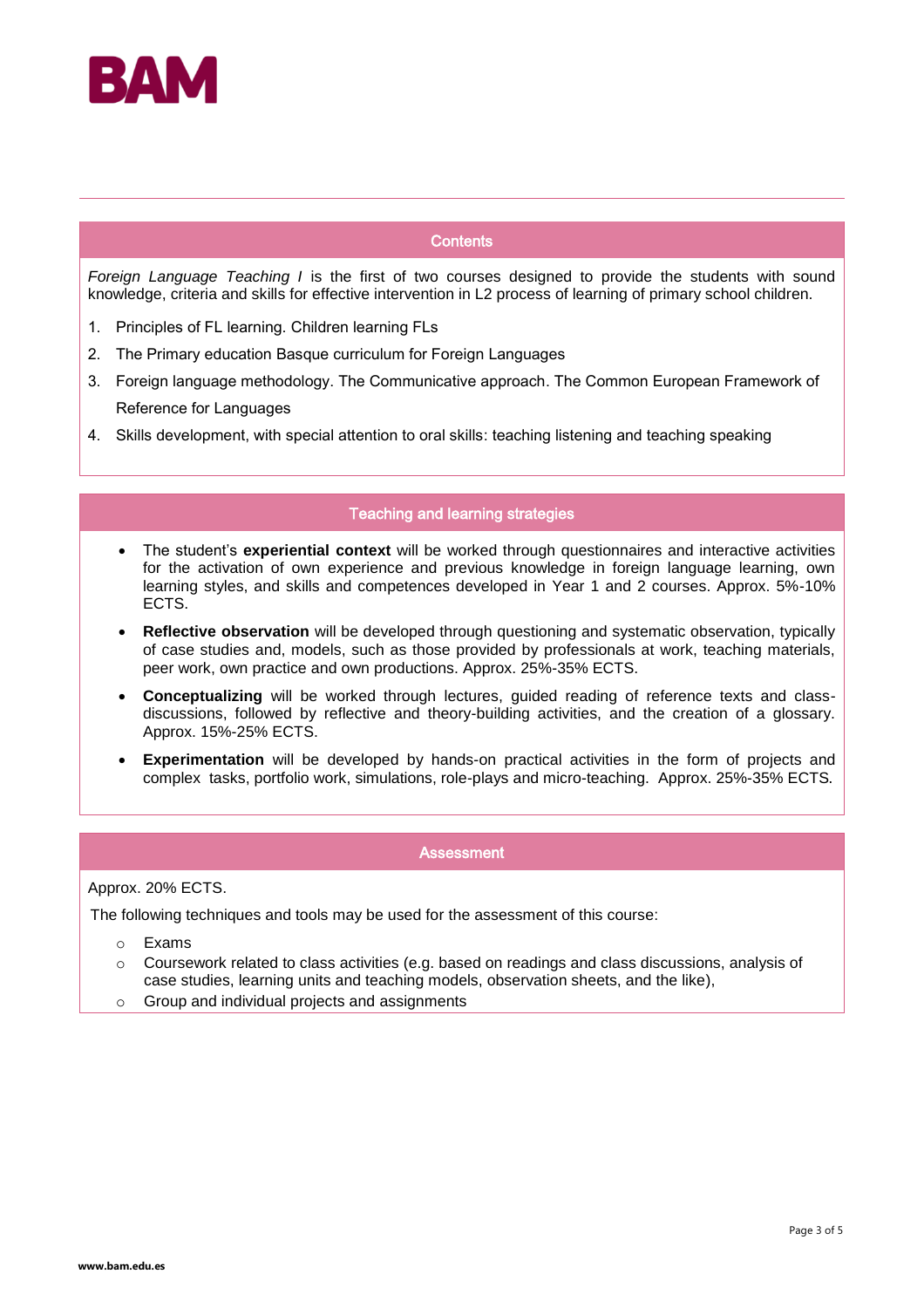## Contents

*Foreign Language Teaching I* is the first of two courses designed to provide the students with sound knowledge, criteria and skills for effective intervention in L2 process of learning of primary school children.

1. Principles of FL learning. Children learning FLs
2. The Primary education Basque curriculum for Foreign Languages
3. Foreign language methodology. The Communicative approach. The Common European Framework of Reference for Languages
4. Skills development, with special attention to oral skills: teaching listening and teaching speaking

## Teaching and learning strategies

- The student's **experiential context** will be worked through questionnaires and interactive activities for the activation of own experience and previous knowledge in foreign language learning, own learning styles, and skills and competences developed in Year 1 and 2 courses. Approx. 5%-10% ECTS.
- **Reflective observation** will be developed through questioning and systematic observation, typically of case studies and, models, such as those provided by professionals at work, teaching materials, peer work, own practice and own productions. Approx. 25%-35% ECTS.
- **Conceptualizing** will be worked through lectures, guided reading of reference texts and class-discussions, followed by reflective and theory-building activities, and the creation of a glossary. Approx. 15%-25% ECTS.
- **Experimentation** will be developed by hands-on practical activities in the form of projects and complex tasks, portfolio work, simulations, role-plays and micro-teaching. Approx. 25%-35% ECTS.

## Assessment

Approx. 20% ECTS.

The following techniques and tools may be used for the assessment of this course:

- Exams
- Coursework related to class activities (e.g. based on readings and class discussions, analysis of case studies, learning units and teaching models, observation sheets, and the like),
- Group and individual projects and assignments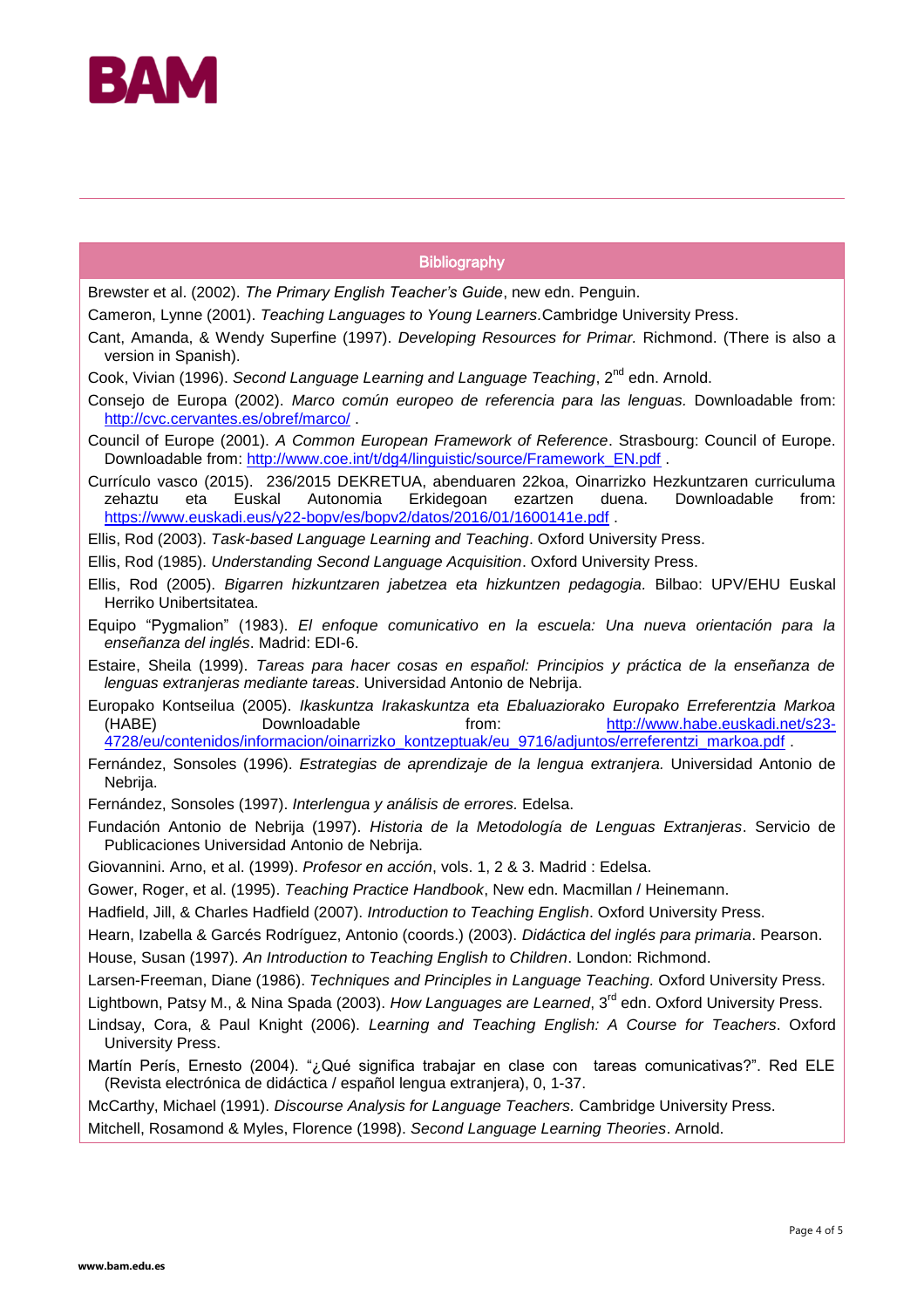## Bibliography

Brewster et al. (2002). *The Primary English Teacher's Guide*, new edn. Penguin.

Cameron, Lynne (2001). *Teaching Languages to Young Learners*.Cambridge University Press.

Cant, Amanda, & Wendy Superfine (1997). *Developing Resources for Primar.* Richmond. (There is also a version in Spanish).

Cook, Vivian (1996). *Second Language Learning and Language Teaching*, 2nd edn. Arnold.

Consejo de Europa (2002). *Marco común europeo de referencia para las lenguas.* Downloadable from: http://cvc.cervantes.es/obref/marco/ .

Council of Europe (2001). *A Common European Framework of Reference*. Strasbourg: Council of Europe. Downloadable from: http://www.coe.int/t/dg4/linguistic/source/Framework_EN.pdf .

Currículo vasco (2015). 236/2015 DEKRETUA, abenduaren 22koa, Oinarrizko Hezkuntzaren curriculuma zehaztu eta Euskal Autonomia Erkidegoan ezartzen duena. Downloadable from: https://www.euskadi.eus/y22-bopv/es/bopv2/datos/2016/01/1600141e.pdf .

Ellis, Rod (2003). *Task-based Language Learning and Teaching*. Oxford University Press.

Ellis, Rod (1985). *Understanding Second Language Acquisition*. Oxford University Press.

Ellis, Rod (2005). *Bigarren hizkuntzaren jabetzea eta hizkuntzen pedagogia*. Bilbao: UPV/EHU Euskal Herriko Unibertsitatea.

Equipo "Pygmalion" (1983). *El enfoque comunicativo en la escuela: Una nueva orientación para la enseñanza del inglés*. Madrid: EDI-6.

Estaire, Sheila (1999). *Tareas para hacer cosas en español: Principios y práctica de la enseñanza de lenguas extranjeras mediante tareas*. Universidad Antonio de Nebrija.

Europako Kontseilua (2005). *Ikaskuntza Irakaskuntza eta Ebaluaziorako Europako Erreferentzia Markoa* (HABE) Downloadable from: http://www.habe.euskadi.net/s23-4728/eu/contenidos/informacion/oinarrizko_kontzeptuak/eu_9716/adjuntos/erreferentzi_markoa.pdf .

Fernández, Sonsoles (1996). *Estrategias de aprendizaje de la lengua extranjera.* Universidad Antonio de Nebrija.

Fernández, Sonsoles (1997). *Interlengua y análisis de errores.* Edelsa.

Fundación Antonio de Nebrija (1997). *Historia de la Metodología de Lenguas Extranjeras*. Servicio de Publicaciones Universidad Antonio de Nebrija.

Giovannini. Arno, et al. (1999). *Profesor en acción*, vols. 1, 2 & 3. Madrid : Edelsa.

Gower, Roger, et al. (1995). *Teaching Practice Handbook*, New edn. Macmillan / Heinemann.

Hadfield, Jill, & Charles Hadfield (2007). *Introduction to Teaching English*. Oxford University Press.

Hearn, Izabella & Garcés Rodríguez, Antonio (coords.) (2003). *Didáctica del inglés para primaria*. Pearson.

House, Susan (1997). *An Introduction to Teaching English to Children*. London: Richmond.

Larsen-Freeman, Diane (1986). *Techniques and Principles in Language Teaching.* Oxford University Press.

Lightbown, Patsy M., & Nina Spada (2003). *How Languages are Learned*, 3rd edn. Oxford University Press.

Lindsay, Cora, & Paul Knight (2006). *Learning and Teaching English: A Course for Teachers*. Oxford University Press.

Martín Perís, Ernesto (2004). "¿Qué significa trabajar en clase con tareas comunicativas?". Red ELE (Revista electrónica de didáctica / español lengua extranjera), 0, 1-37.

McCarthy, Michael (1991). *Discourse Analysis for Language Teachers.* Cambridge University Press.

Mitchell, Rosamond & Myles, Florence (1998). *Second Language Learning Theories*. Arnold.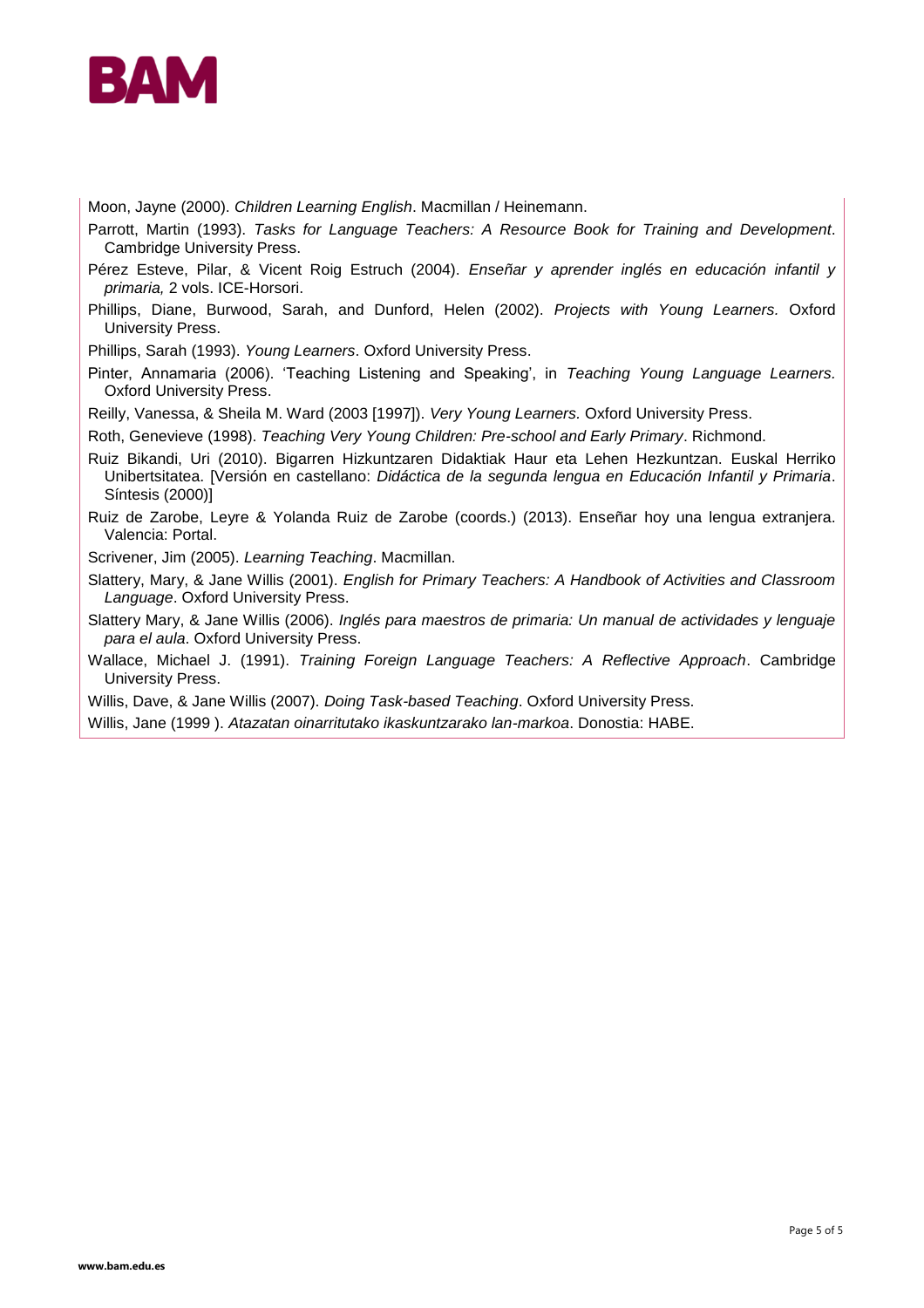Moon, Jayne (2000). *Children Learning English*. Macmillan / Heinemann.

Parrott, Martin (1993). *Tasks for Language Teachers: A Resource Book for Training and Development*. Cambridge University Press.

Pérez Esteve, Pilar, & Vicent Roig Estruch (2004). *Enseñar y aprender inglés en educación infantil y primaria,* 2 vols. ICE-Horsori.

Phillips, Diane, Burwood, Sarah, and Dunford, Helen (2002). *Projects with Young Learners.* Oxford University Press.

Phillips, Sarah (1993). *Young Learners*. Oxford University Press.

Pinter, Annamaria (2006). 'Teaching Listening and Speaking', in *Teaching Young Language Learners.* Oxford University Press.

Reilly, Vanessa, & Sheila M. Ward (2003 [1997]). *Very Young Learners.* Oxford University Press.

Roth, Genevieve (1998). *Teaching Very Young Children: Pre-school and Early Primary*. Richmond.

Ruiz Bikandi, Uri (2010). Bigarren Hizkuntzaren Didaktiak Haur eta Lehen Hezkuntzan. Euskal Herriko Unibertsitatea. [Versión en castellano: *Didáctica de la segunda lengua en Educación Infantil y Primaria*. Síntesis (2000)]

Ruiz de Zarobe, Leyre & Yolanda Ruiz de Zarobe (coords.) (2013). Enseñar hoy una lengua extranjera. Valencia: Portal.

Scrivener, Jim (2005). *Learning Teaching*. Macmillan.

Slattery, Mary, & Jane Willis (2001). *English for Primary Teachers: A Handbook of Activities and Classroom Language*. Oxford University Press.

Slattery Mary, & Jane Willis (2006). *Inglés para maestros de primaria: Un manual de actividades y lenguaje para el aula*. Oxford University Press.

Wallace, Michael J. (1991). *Training Foreign Language Teachers: A Reflective Approach*. Cambridge University Press.

Willis, Dave, & Jane Willis (2007). *Doing Task-based Teaching*. Oxford University Press.

Willis, Jane (1999 ). *Atazatan oinarritutako ikaskuntzarako lan-markoa*. Donostia: HABE.